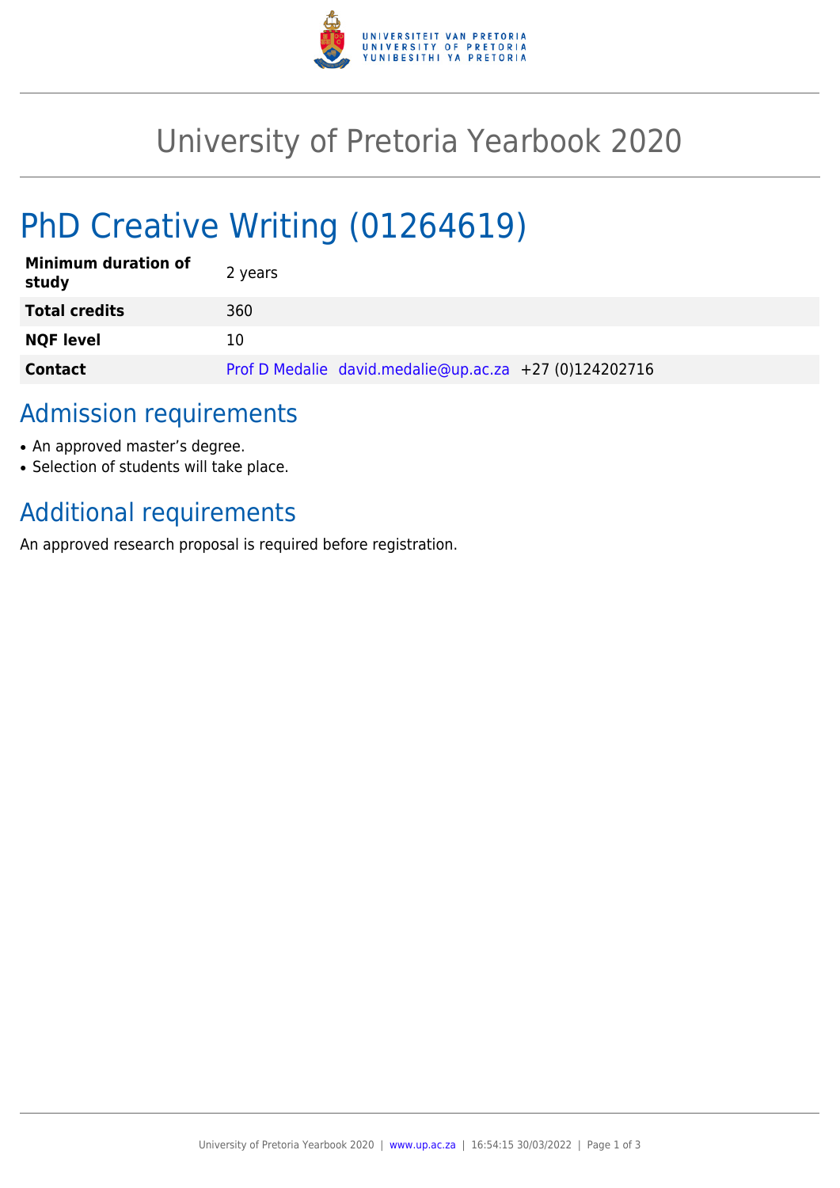# University of Pretoria Yearbook 2020

## PhD Creative Writing (01264619)

| | |
|---|---|
| **Minimum duration of study** | 2 years |
| **Total credits** | 360 |
| **NQF level** | 10 |
| **Contact** | Prof D Medalie david.medalie@up.ac.za +27 (0)124202716 |

## Admission requirements

- An approved master's degree.
- Selection of students will take place.

## Additional requirements

An approved research proposal is required before registration.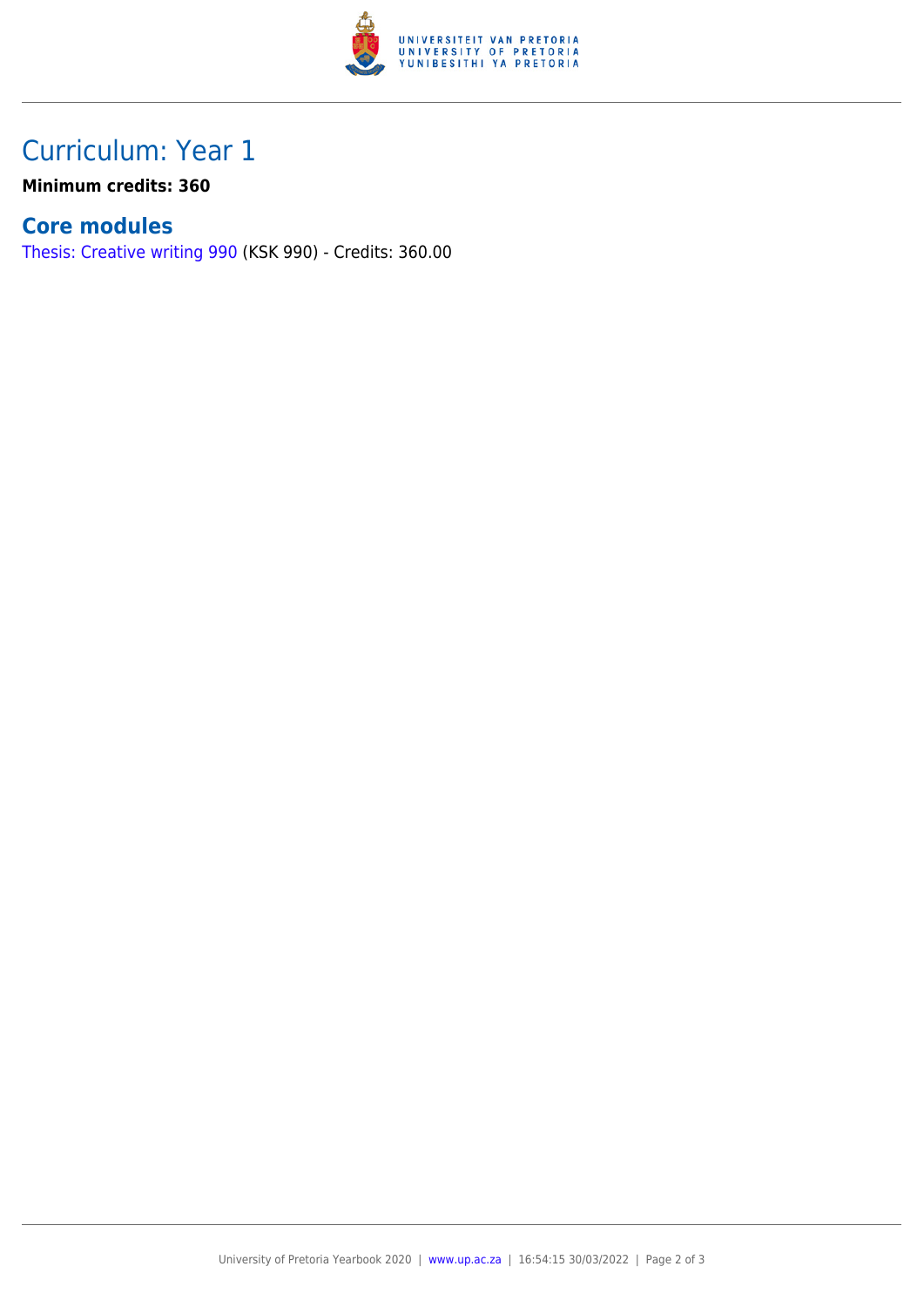# Curriculum: Year 1

**Minimum credits: 360**

## Core modules

Thesis: Creative writing 990 (KSK 990) - Credits: 360.00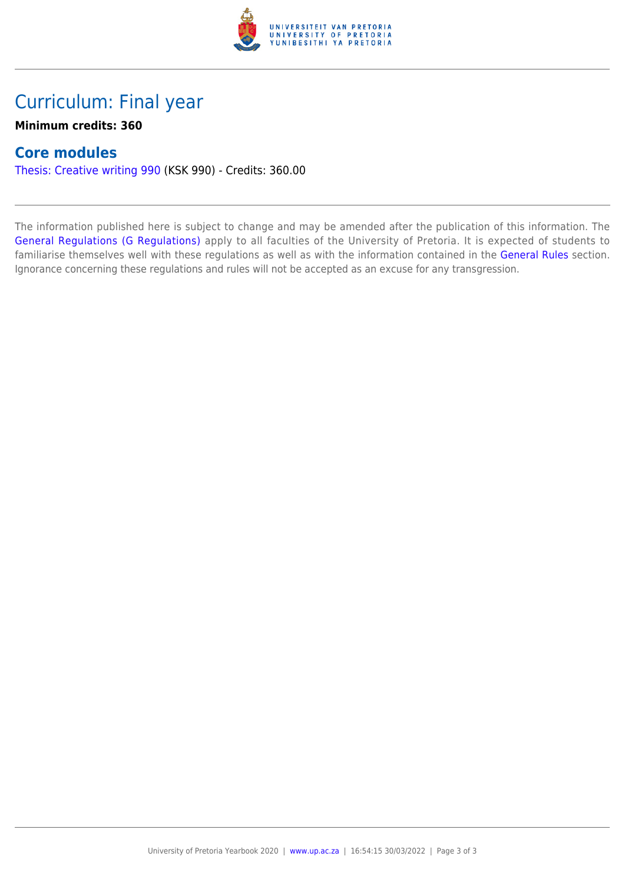# Curriculum: Final year

**Minimum credits: 360**

## Core modules

Thesis: Creative writing 990 (KSK 990) - Credits: 360.00

The information published here is subject to change and may be amended after the publication of this information. The General Regulations (G Regulations) apply to all faculties of the University of Pretoria. It is expected of students to familiarise themselves well with these regulations as well as with the information contained in the General Rules section. Ignorance concerning these regulations and rules will not be accepted as an excuse for any transgression.